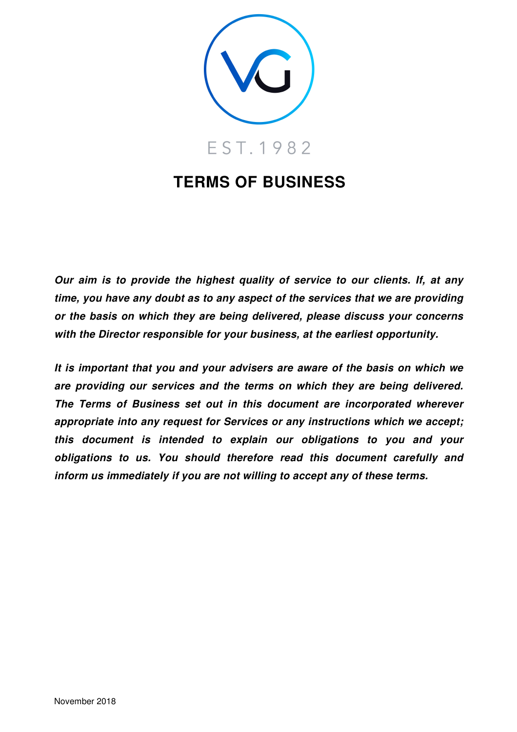EST.1982

# TERMS OF BUSINESS

***Our aim is to provide the highest quality of service to our clients. If, at any time, you have any doubt as to any aspect of the services that we are providing or the basis on which they are being delivered, please discuss your concerns with the Director responsible for your business, at the earliest opportunity.***

***It is important that you and your advisers are aware of the basis on which we are providing our services and the terms on which they are being delivered. The Terms of Business set out in this document are incorporated wherever appropriate into any request for Services or any instructions which we accept; this document is intended to explain our obligations to you and your obligations to us. You should therefore read this document carefully and inform us immediately if you are not willing to accept any of these terms.***

November 2018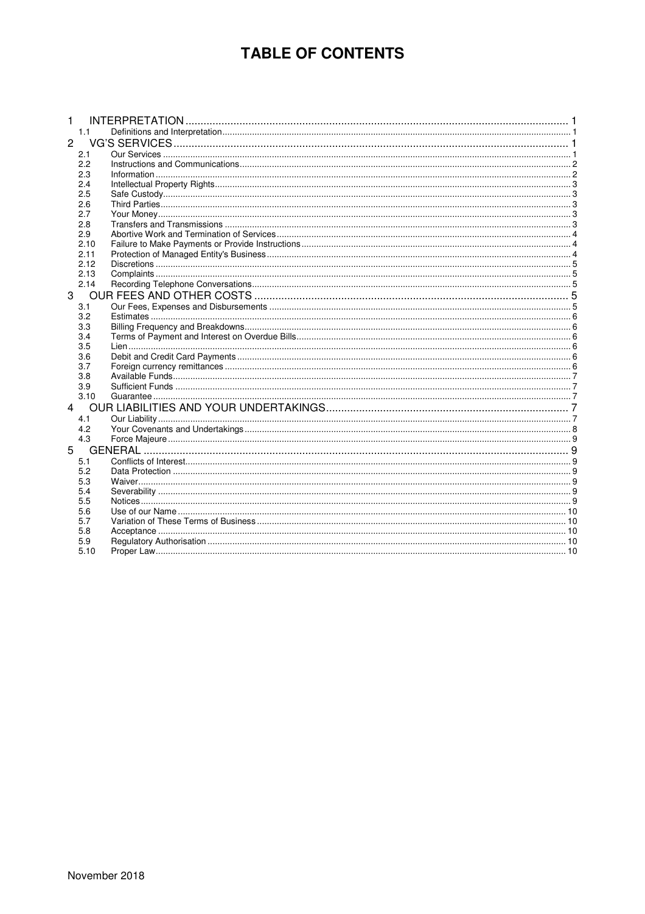# TABLE OF CONTENTS

| | | |
|---|---|---|
| 1 | INTERPRETATION | 1 |
| 1.1 | Definitions and Interpretation | 1 |
| 2 | VG'S SERVICES | 1 |
| 2.1 | Our Services | 1 |
| 2.2 | Instructions and Communications | 2 |
| 2.3 | Information | 2 |
| 2.4 | Intellectual Property Rights | 3 |
| 2.5 | Safe Custody | 3 |
| 2.6 | Third Parties | 3 |
| 2.7 | Your Money | 3 |
| 2.8 | Transfers and Transmissions | 3 |
| 2.9 | Abortive Work and Termination of Services | 4 |
| 2.10 | Failure to Make Payments or Provide Instructions | 4 |
| 2.11 | Protection of Managed Entity's Business | 4 |
| 2.12 | Discretions | 5 |
| 2.13 | Complaints | 5 |
| 2.14 | Recording Telephone Conversations | 5 |
| 3 | OUR FEES AND OTHER COSTS | 5 |
| 3.1 | Our Fees, Expenses and Disbursements | 5 |
| 3.2 | Estimates | 6 |
| 3.3 | Billing Frequency and Breakdowns | 6 |
| 3.4 | Terms of Payment and Interest on Overdue Bills | 6 |
| 3.5 | Lien | 6 |
| 3.6 | Debit and Credit Card Payments | 6 |
| 3.7 | Foreign currency remittances | 6 |
| 3.8 | Available Funds | 7 |
| 3.9 | Sufficient Funds | 7 |
| 3.10 | Guarantee | 7 |
| 4 | OUR LIABILITIES AND YOUR UNDERTAKINGS | 7 |
| 4.1 | Our Liability | 7 |
| 4.2 | Your Covenants and Undertakings | 8 |
| 4.3 | Force Majeure | 9 |
| 5 | GENERAL | 9 |
| 5.1 | Conflicts of Interest | 9 |
| 5.2 | Data Protection | 9 |
| 5.3 | Waiver | 9 |
| 5.4 | Severability | 9 |
| 5.5 | Notices | 9 |
| 5.6 | Use of our Name | 10 |
| 5.7 | Variation of These Terms of Business | 10 |
| 5.8 | Acceptance | 10 |
| 5.9 | Regulatory Authorisation | 10 |
| 5.10 | Proper Law | 10 |

November 2018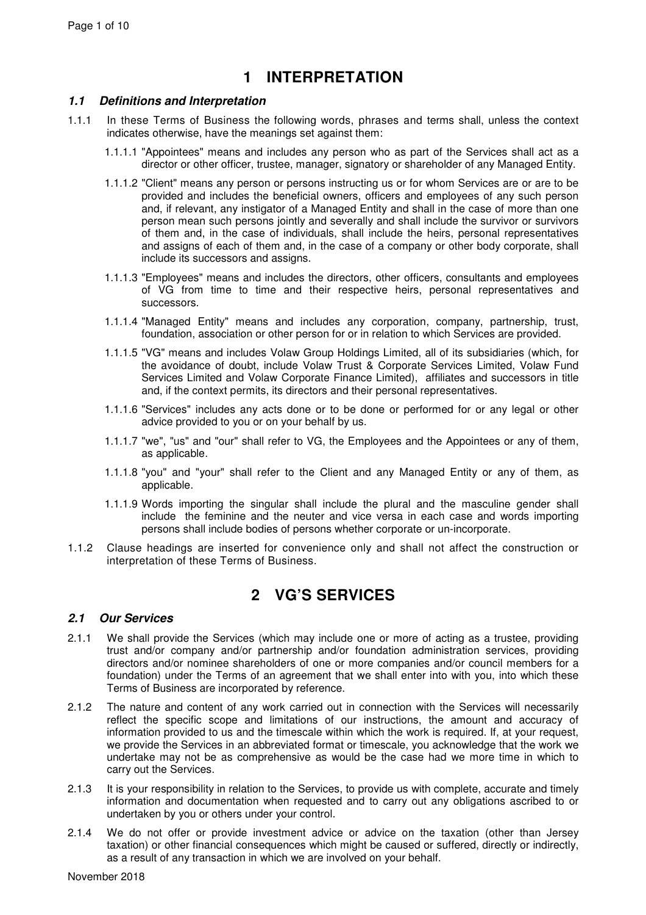# 1 INTERPRETATION

### *1.1 Definitions and Interpretation*

1.1.1 In these Terms of Business the following words, phrases and terms shall, unless the context indicates otherwise, have the meanings set against them:

1.1.1.1 "Appointees" means and includes any person who as part of the Services shall act as a director or other officer, trustee, manager, signatory or shareholder of any Managed Entity.

1.1.1.2 "Client" means any person or persons instructing us or for whom Services are or are to be provided and includes the beneficial owners, officers and employees of any such person and, if relevant, any instigator of a Managed Entity and shall in the case of more than one person mean such persons jointly and severally and shall include the survivor or survivors of them and, in the case of individuals, shall include the heirs, personal representatives and assigns of each of them and, in the case of a company or other body corporate, shall include its successors and assigns.

1.1.1.3 "Employees" means and includes the directors, other officers, consultants and employees of VG from time to time and their respective heirs, personal representatives and successors.

1.1.1.4 "Managed Entity" means and includes any corporation, company, partnership, trust, foundation, association or other person for or in relation to which Services are provided.

1.1.1.5 "VG" means and includes Volaw Group Holdings Limited, all of its subsidiaries (which, for the avoidance of doubt, include Volaw Trust & Corporate Services Limited, Volaw Fund Services Limited and Volaw Corporate Finance Limited), affiliates and successors in title and, if the context permits, its directors and their personal representatives.

1.1.1.6 "Services" includes any acts done or to be done or performed for or any legal or other advice provided to you or on your behalf by us.

1.1.1.7 "we", "us" and "our" shall refer to VG, the Employees and the Appointees or any of them, as applicable.

1.1.1.8 "you" and "your" shall refer to the Client and any Managed Entity or any of them, as applicable.

1.1.1.9 Words importing the singular shall include the plural and the masculine gender shall include the feminine and the neuter and vice versa in each case and words importing persons shall include bodies of persons whether corporate or un-incorporate.

1.1.2 Clause headings are inserted for convenience only and shall not affect the construction or interpretation of these Terms of Business.

# 2 VG'S SERVICES

### *2.1 Our Services*

2.1.1 We shall provide the Services (which may include one or more of acting as a trustee, providing trust and/or company and/or partnership and/or foundation administration services, providing directors and/or nominee shareholders of one or more companies and/or council members for a foundation) under the Terms of an agreement that we shall enter into with you, into which these Terms of Business are incorporated by reference.

2.1.2 The nature and content of any work carried out in connection with the Services will necessarily reflect the specific scope and limitations of our instructions, the amount and accuracy of information provided to us and the timescale within which the work is required. If, at your request, we provide the Services in an abbreviated format or timescale, you acknowledge that the work we undertake may not be as comprehensive as would be the case had we more time in which to carry out the Services.

2.1.3 It is your responsibility in relation to the Services, to provide us with complete, accurate and timely information and documentation when requested and to carry out any obligations ascribed to or undertaken by you or others under your control.

2.1.4 We do not offer or provide investment advice or advice on the taxation (other than Jersey taxation) or other financial consequences which might be caused or suffered, directly or indirectly, as a result of any transaction in which we are involved on your behalf.

November 2018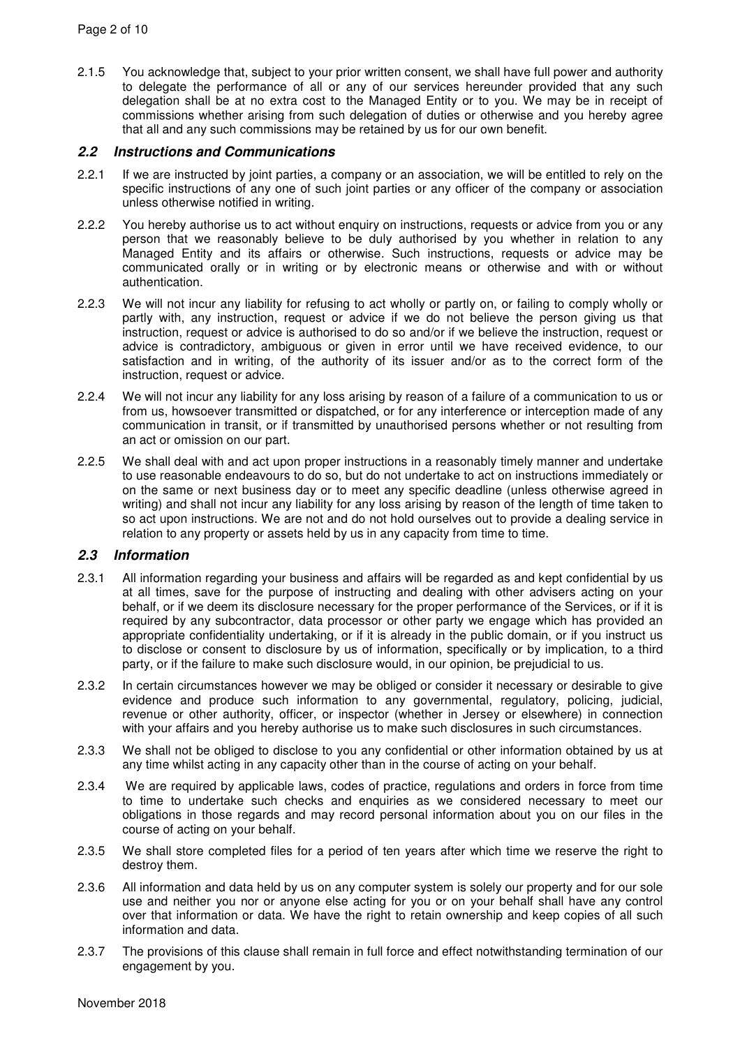2.1.5 You acknowledge that, subject to your prior written consent, we shall have full power and authority to delegate the performance of all or any of our services hereunder provided that any such delegation shall be at no extra cost to the Managed Entity or to you. We may be in receipt of commissions whether arising from such delegation of duties or otherwise and you hereby agree that all and any such commissions may be retained by us for our own benefit.

### *2.2 Instructions and Communications*

2.2.1 If we are instructed by joint parties, a company or an association, we will be entitled to rely on the specific instructions of any one of such joint parties or any officer of the company or association unless otherwise notified in writing.

2.2.2 You hereby authorise us to act without enquiry on instructions, requests or advice from you or any person that we reasonably believe to be duly authorised by you whether in relation to any Managed Entity and its affairs or otherwise. Such instructions, requests or advice may be communicated orally or in writing or by electronic means or otherwise and with or without authentication.

2.2.3 We will not incur any liability for refusing to act wholly or partly on, or failing to comply wholly or partly with, any instruction, request or advice if we do not believe the person giving us that instruction, request or advice is authorised to do so and/or if we believe the instruction, request or advice is contradictory, ambiguous or given in error until we have received evidence, to our satisfaction and in writing, of the authority of its issuer and/or as to the correct form of the instruction, request or advice.

2.2.4 We will not incur any liability for any loss arising by reason of a failure of a communication to us or from us, howsoever transmitted or dispatched, or for any interference or interception made of any communication in transit, or if transmitted by unauthorised persons whether or not resulting from an act or omission on our part.

2.2.5 We shall deal with and act upon proper instructions in a reasonably timely manner and undertake to use reasonable endeavours to do so, but do not undertake to act on instructions immediately or on the same or next business day or to meet any specific deadline (unless otherwise agreed in writing) and shall not incur any liability for any loss arising by reason of the length of time taken to so act upon instructions. We are not and do not hold ourselves out to provide a dealing service in relation to any property or assets held by us in any capacity from time to time.

### *2.3 Information*

2.3.1 All information regarding your business and affairs will be regarded as and kept confidential by us at all times, save for the purpose of instructing and dealing with other advisers acting on your behalf, or if we deem its disclosure necessary for the proper performance of the Services, or if it is required by any subcontractor, data processor or other party we engage which has provided an appropriate confidentiality undertaking, or if it is already in the public domain, or if you instruct us to disclose or consent to disclosure by us of information, specifically or by implication, to a third party, or if the failure to make such disclosure would, in our opinion, be prejudicial to us.

2.3.2 In certain circumstances however we may be obliged or consider it necessary or desirable to give evidence and produce such information to any governmental, regulatory, policing, judicial, revenue or other authority, officer, or inspector (whether in Jersey or elsewhere) in connection with your affairs and you hereby authorise us to make such disclosures in such circumstances.

2.3.3 We shall not be obliged to disclose to you any confidential or other information obtained by us at any time whilst acting in any capacity other than in the course of acting on your behalf.

2.3.4 We are required by applicable laws, codes of practice, regulations and orders in force from time to time to undertake such checks and enquiries as we considered necessary to meet our obligations in those regards and may record personal information about you on our files in the course of acting on your behalf.

2.3.5 We shall store completed files for a period of ten years after which time we reserve the right to destroy them.

2.3.6 All information and data held by us on any computer system is solely our property and for our sole use and neither you nor or anyone else acting for you or on your behalf shall have any control over that information or data. We have the right to retain ownership and keep copies of all such information and data.

2.3.7 The provisions of this clause shall remain in full force and effect notwithstanding termination of our engagement by you.

November 2018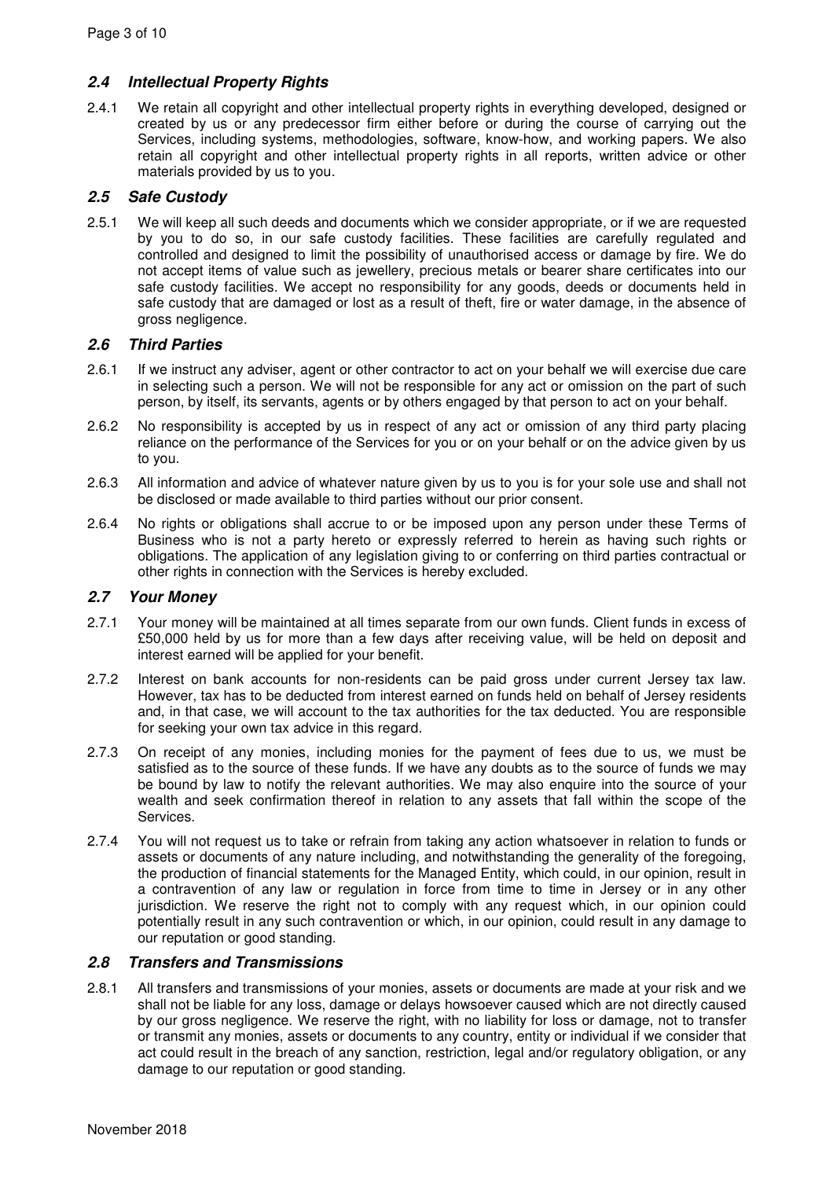### *2.4 Intellectual Property Rights*

2.4.1 We retain all copyright and other intellectual property rights in everything developed, designed or created by us or any predecessor firm either before or during the course of carrying out the Services, including systems, methodologies, software, know-how, and working papers. We also retain all copyright and other intellectual property rights in all reports, written advice or other materials provided by us to you.

### *2.5 Safe Custody*

2.5.1 We will keep all such deeds and documents which we consider appropriate, or if we are requested by you to do so, in our safe custody facilities. These facilities are carefully regulated and controlled and designed to limit the possibility of unauthorised access or damage by fire. We do not accept items of value such as jewellery, precious metals or bearer share certificates into our safe custody facilities. We accept no responsibility for any goods, deeds or documents held in safe custody that are damaged or lost as a result of theft, fire or water damage, in the absence of gross negligence.

### *2.6 Third Parties*

2.6.1 If we instruct any adviser, agent or other contractor to act on your behalf we will exercise due care in selecting such a person. We will not be responsible for any act or omission on the part of such person, by itself, its servants, agents or by others engaged by that person to act on your behalf.

2.6.2 No responsibility is accepted by us in respect of any act or omission of any third party placing reliance on the performance of the Services for you or on your behalf or on the advice given by us to you.

2.6.3 All information and advice of whatever nature given by us to you is for your sole use and shall not be disclosed or made available to third parties without our prior consent.

2.6.4 No rights or obligations shall accrue to or be imposed upon any person under these Terms of Business who is not a party hereto or expressly referred to herein as having such rights or obligations. The application of any legislation giving to or conferring on third parties contractual or other rights in connection with the Services is hereby excluded.

### *2.7 Your Money*

2.7.1 Your money will be maintained at all times separate from our own funds. Client funds in excess of £50,000 held by us for more than a few days after receiving value, will be held on deposit and interest earned will be applied for your benefit.

2.7.2 Interest on bank accounts for non-residents can be paid gross under current Jersey tax law. However, tax has to be deducted from interest earned on funds held on behalf of Jersey residents and, in that case, we will account to the tax authorities for the tax deducted. You are responsible for seeking your own tax advice in this regard.

2.7.3 On receipt of any monies, including monies for the payment of fees due to us, we must be satisfied as to the source of these funds. If we have any doubts as to the source of funds we may be bound by law to notify the relevant authorities. We may also enquire into the source of your wealth and seek confirmation thereof in relation to any assets that fall within the scope of the Services.

2.7.4 You will not request us to take or refrain from taking any action whatsoever in relation to funds or assets or documents of any nature including, and notwithstanding the generality of the foregoing, the production of financial statements for the Managed Entity, which could, in our opinion, result in a contravention of any law or regulation in force from time to time in Jersey or in any other jurisdiction. We reserve the right not to comply with any request which, in our opinion could potentially result in any such contravention or which, in our opinion, could result in any damage to our reputation or good standing.

### *2.8 Transfers and Transmissions*

2.8.1 All transfers and transmissions of your monies, assets or documents are made at your risk and we shall not be liable for any loss, damage or delays howsoever caused which are not directly caused by our gross negligence. We reserve the right, with no liability for loss or damage, not to transfer or transmit any monies, assets or documents to any country, entity or individual if we consider that act could result in the breach of any sanction, restriction, legal and/or regulatory obligation, or any damage to our reputation or good standing.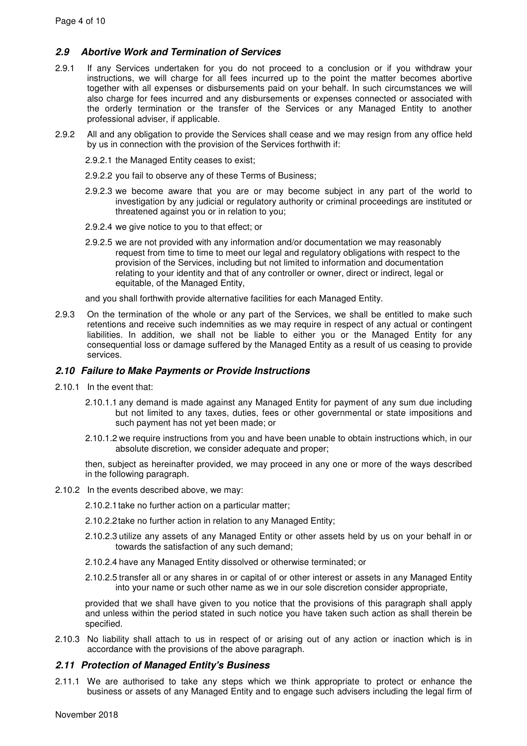### *2.9 Abortive Work and Termination of Services*

2.9.1 If any Services undertaken for you do not proceed to a conclusion or if you withdraw your instructions, we will charge for all fees incurred up to the point the matter becomes abortive together with all expenses or disbursements paid on your behalf. In such circumstances we will also charge for fees incurred and any disbursements or expenses connected or associated with the orderly termination or the transfer of the Services or any Managed Entity to another professional adviser, if applicable.

2.9.2 All and any obligation to provide the Services shall cease and we may resign from any office held by us in connection with the provision of the Services forthwith if:

2.9.2.1 the Managed Entity ceases to exist;

2.9.2.2 you fail to observe any of these Terms of Business;

2.9.2.3 we become aware that you are or may become subject in any part of the world to investigation by any judicial or regulatory authority or criminal proceedings are instituted or threatened against you or in relation to you;

2.9.2.4 we give notice to you to that effect; or

2.9.2.5 we are not provided with any information and/or documentation we may reasonably request from time to time to meet our legal and regulatory obligations with respect to the provision of the Services, including but not limited to information and documentation relating to your identity and that of any controller or owner, direct or indirect, legal or equitable, of the Managed Entity,

and you shall forthwith provide alternative facilities for each Managed Entity.

2.9.3 On the termination of the whole or any part of the Services, we shall be entitled to make such retentions and receive such indemnities as we may require in respect of any actual or contingent liabilities. In addition, we shall not be liable to either you or the Managed Entity for any consequential loss or damage suffered by the Managed Entity as a result of us ceasing to provide services.

### *2.10 Failure to Make Payments or Provide Instructions*

2.10.1 In the event that:

2.10.1.1 any demand is made against any Managed Entity for payment of any sum due including but not limited to any taxes, duties, fees or other governmental or state impositions and such payment has not yet been made; or

2.10.1.2 we require instructions from you and have been unable to obtain instructions which, in our absolute discretion, we consider adequate and proper;

then, subject as hereinafter provided, we may proceed in any one or more of the ways described in the following paragraph.

2.10.2 In the events described above, we may:

2.10.2.1 take no further action on a particular matter;

2.10.2.2 take no further action in relation to any Managed Entity;

2.10.2.3 utilize any assets of any Managed Entity or other assets held by us on your behalf in or towards the satisfaction of any such demand;

2.10.2.4 have any Managed Entity dissolved or otherwise terminated; or

2.10.2.5 transfer all or any shares in or capital of or other interest or assets in any Managed Entity into your name or such other name as we in our sole discretion consider appropriate,

provided that we shall have given to you notice that the provisions of this paragraph shall apply and unless within the period stated in such notice you have taken such action as shall therein be specified.

2.10.3 No liability shall attach to us in respect of or arising out of any action or inaction which is in accordance with the provisions of the above paragraph.

### *2.11 Protection of Managed Entity's Business*

2.11.1 We are authorised to take any steps which we think appropriate to protect or enhance the business or assets of any Managed Entity and to engage such advisers including the legal firm of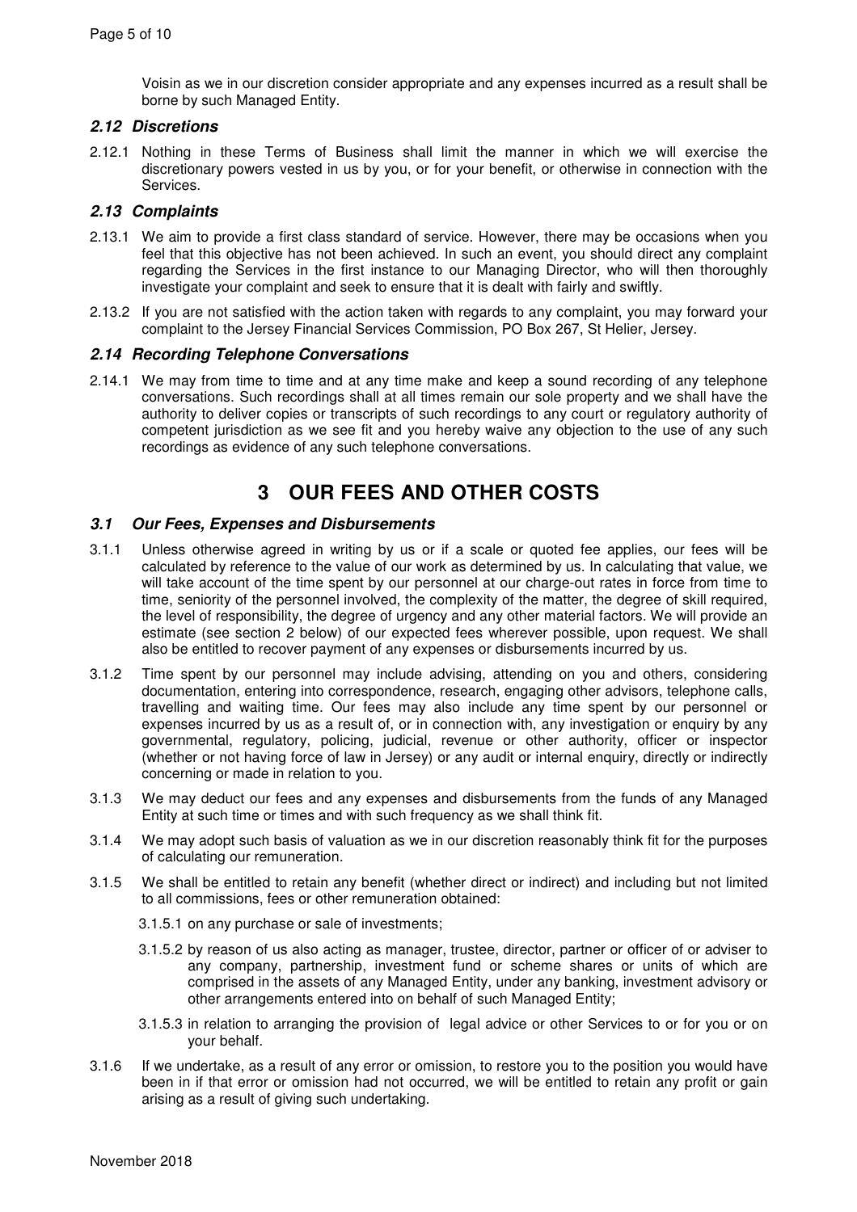Voisin as we in our discretion consider appropriate and any expenses incurred as a result shall be borne by such Managed Entity.

### *2.12 Discretions*

2.12.1 Nothing in these Terms of Business shall limit the manner in which we will exercise the discretionary powers vested in us by you, or for your benefit, or otherwise in connection with the Services.

### *2.13 Complaints*

2.13.1 We aim to provide a first class standard of service. However, there may be occasions when you feel that this objective has not been achieved. In such an event, you should direct any complaint regarding the Services in the first instance to our Managing Director, who will then thoroughly investigate your complaint and seek to ensure that it is dealt with fairly and swiftly.

2.13.2 If you are not satisfied with the action taken with regards to any complaint, you may forward your complaint to the Jersey Financial Services Commission, PO Box 267, St Helier, Jersey.

### *2.14 Recording Telephone Conversations*

2.14.1 We may from time to time and at any time make and keep a sound recording of any telephone conversations. Such recordings shall at all times remain our sole property and we shall have the authority to deliver copies or transcripts of such recordings to any court or regulatory authority of competent jurisdiction as we see fit and you hereby waive any objection to the use of any such recordings as evidence of any such telephone conversations.

## 3 OUR FEES AND OTHER COSTS

### *3.1 Our Fees, Expenses and Disbursements*

3.1.1 Unless otherwise agreed in writing by us or if a scale or quoted fee applies, our fees will be calculated by reference to the value of our work as determined by us. In calculating that value, we will take account of the time spent by our personnel at our charge-out rates in force from time to time, seniority of the personnel involved, the complexity of the matter, the degree of skill required, the level of responsibility, the degree of urgency and any other material factors. We will provide an estimate (see section 2 below) of our expected fees wherever possible, upon request. We shall also be entitled to recover payment of any expenses or disbursements incurred by us.

3.1.2 Time spent by our personnel may include advising, attending on you and others, considering documentation, entering into correspondence, research, engaging other advisors, telephone calls, travelling and waiting time. Our fees may also include any time spent by our personnel or expenses incurred by us as a result of, or in connection with, any investigation or enquiry by any governmental, regulatory, policing, judicial, revenue or other authority, officer or inspector (whether or not having force of law in Jersey) or any audit or internal enquiry, directly or indirectly concerning or made in relation to you.

3.1.3 We may deduct our fees and any expenses and disbursements from the funds of any Managed Entity at such time or times and with such frequency as we shall think fit.

3.1.4 We may adopt such basis of valuation as we in our discretion reasonably think fit for the purposes of calculating our remuneration.

3.1.5 We shall be entitled to retain any benefit (whether direct or indirect) and including but not limited to all commissions, fees or other remuneration obtained:

3.1.5.1 on any purchase or sale of investments;

3.1.5.2 by reason of us also acting as manager, trustee, director, partner or officer of or adviser to any company, partnership, investment fund or scheme shares or units of which are comprised in the assets of any Managed Entity, under any banking, investment advisory or other arrangements entered into on behalf of such Managed Entity;

3.1.5.3 in relation to arranging the provision of legal advice or other Services to or for you or on your behalf.

3.1.6 If we undertake, as a result of any error or omission, to restore you to the position you would have been in if that error or omission had not occurred, we will be entitled to retain any profit or gain arising as a result of giving such undertaking.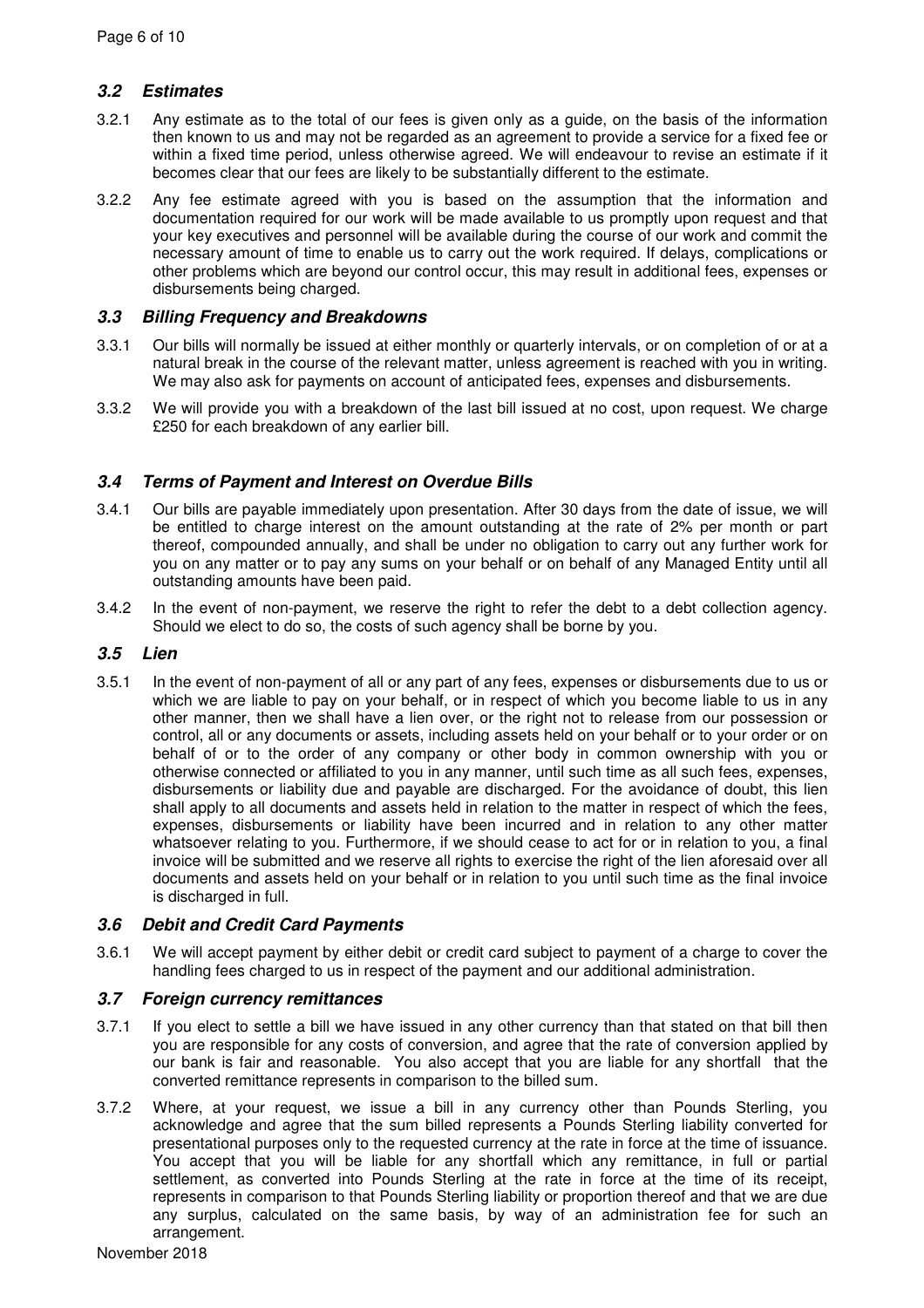### *3.2 Estimates*

3.2.1 Any estimate as to the total of our fees is given only as a guide, on the basis of the information then known to us and may not be regarded as an agreement to provide a service for a fixed fee or within a fixed time period, unless otherwise agreed. We will endeavour to revise an estimate if it becomes clear that our fees are likely to be substantially different to the estimate.

3.2.2 Any fee estimate agreed with you is based on the assumption that the information and documentation required for our work will be made available to us promptly upon request and that your key executives and personnel will be available during the course of our work and commit the necessary amount of time to enable us to carry out the work required. If delays, complications or other problems which are beyond our control occur, this may result in additional fees, expenses or disbursements being charged.

### *3.3 Billing Frequency and Breakdowns*

3.3.1 Our bills will normally be issued at either monthly or quarterly intervals, or on completion of or at a natural break in the course of the relevant matter, unless agreement is reached with you in writing. We may also ask for payments on account of anticipated fees, expenses and disbursements.

3.3.2 We will provide you with a breakdown of the last bill issued at no cost, upon request. We charge £250 for each breakdown of any earlier bill.

### *3.4 Terms of Payment and Interest on Overdue Bills*

3.4.1 Our bills are payable immediately upon presentation. After 30 days from the date of issue, we will be entitled to charge interest on the amount outstanding at the rate of 2% per month or part thereof, compounded annually, and shall be under no obligation to carry out any further work for you on any matter or to pay any sums on your behalf or on behalf of any Managed Entity until all outstanding amounts have been paid.

3.4.2 In the event of non-payment, we reserve the right to refer the debt to a debt collection agency. Should we elect to do so, the costs of such agency shall be borne by you.

### *3.5 Lien*

3.5.1 In the event of non-payment of all or any part of any fees, expenses or disbursements due to us or which we are liable to pay on your behalf, or in respect of which you become liable to us in any other manner, then we shall have a lien over, or the right not to release from our possession or control, all or any documents or assets, including assets held on your behalf or to your order or on behalf of or to the order of any company or other body in common ownership with you or otherwise connected or affiliated to you in any manner, until such time as all such fees, expenses, disbursements or liability due and payable are discharged. For the avoidance of doubt, this lien shall apply to all documents and assets held in relation to the matter in respect of which the fees, expenses, disbursements or liability have been incurred and in relation to any other matter whatsoever relating to you. Furthermore, if we should cease to act for or in relation to you, a final invoice will be submitted and we reserve all rights to exercise the right of the lien aforesaid over all documents and assets held on your behalf or in relation to you until such time as the final invoice is discharged in full.

### *3.6 Debit and Credit Card Payments*

3.6.1 We will accept payment by either debit or credit card subject to payment of a charge to cover the handling fees charged to us in respect of the payment and our additional administration.

### *3.7 Foreign currency remittances*

3.7.1 If you elect to settle a bill we have issued in any other currency than that stated on that bill then you are responsible for any costs of conversion, and agree that the rate of conversion applied by our bank is fair and reasonable. You also accept that you are liable for any shortfall that the converted remittance represents in comparison to the billed sum.

3.7.2 Where, at your request, we issue a bill in any currency other than Pounds Sterling, you acknowledge and agree that the sum billed represents a Pounds Sterling liability converted for presentational purposes only to the requested currency at the rate in force at the time of issuance. You accept that you will be liable for any shortfall which any remittance, in full or partial settlement, as converted into Pounds Sterling at the rate in force at the time of its receipt, represents in comparison to that Pounds Sterling liability or proportion thereof and that we are due any surplus, calculated on the same basis, by way of an administration fee for such an arrangement.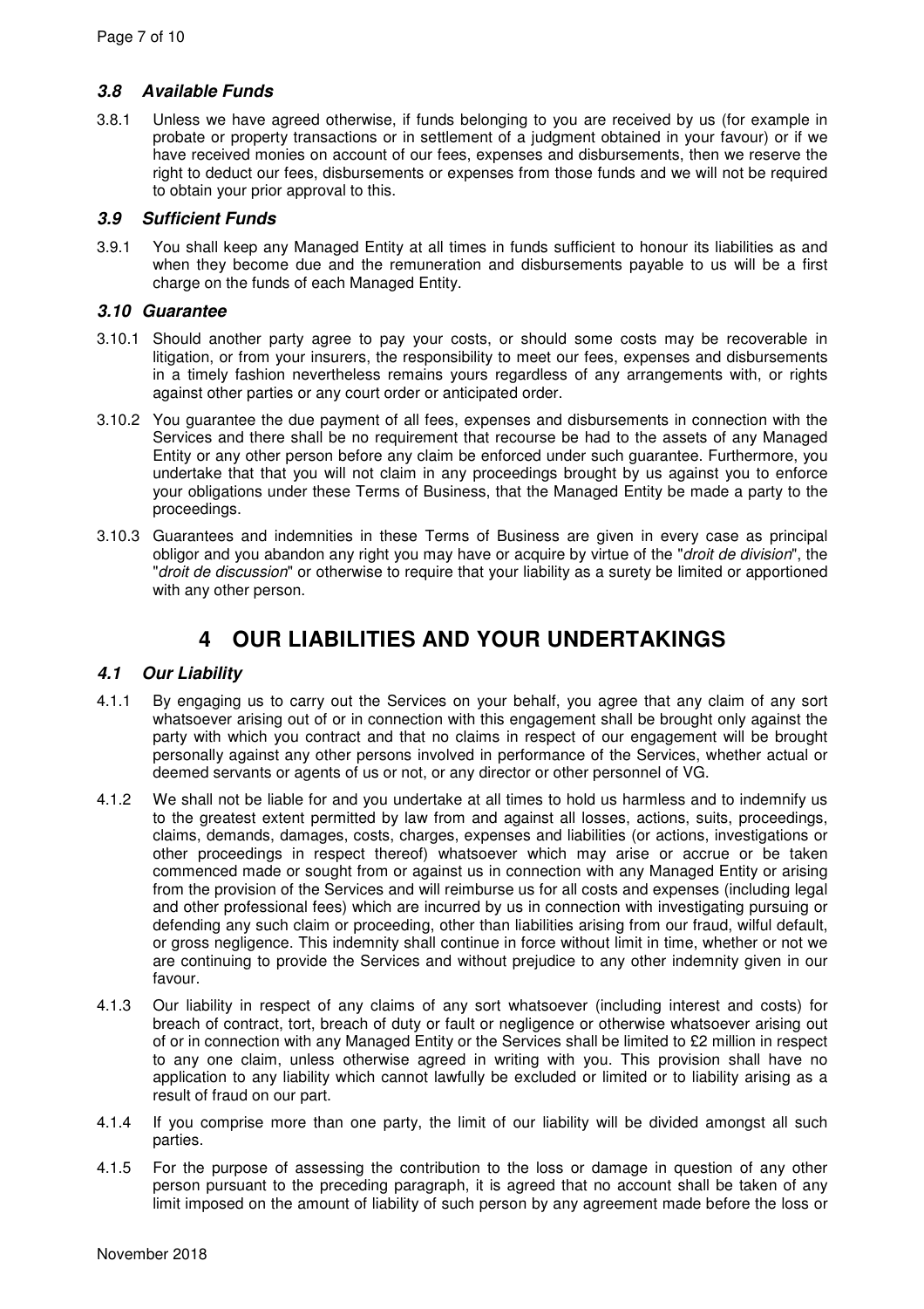### *3.8 Available Funds*

3.8.1 Unless we have agreed otherwise, if funds belonging to you are received by us (for example in probate or property transactions or in settlement of a judgment obtained in your favour) or if we have received monies on account of our fees, expenses and disbursements, then we reserve the right to deduct our fees, disbursements or expenses from those funds and we will not be required to obtain your prior approval to this.

### *3.9 Sufficient Funds*

3.9.1 You shall keep any Managed Entity at all times in funds sufficient to honour its liabilities as and when they become due and the remuneration and disbursements payable to us will be a first charge on the funds of each Managed Entity.

### *3.10 Guarantee*

3.10.1 Should another party agree to pay your costs, or should some costs may be recoverable in litigation, or from your insurers, the responsibility to meet our fees, expenses and disbursements in a timely fashion nevertheless remains yours regardless of any arrangements with, or rights against other parties or any court order or anticipated order.

3.10.2 You guarantee the due payment of all fees, expenses and disbursements in connection with the Services and there shall be no requirement that recourse be had to the assets of any Managed Entity or any other person before any claim be enforced under such guarantee. Furthermore, you undertake that that you will not claim in any proceedings brought by us against you to enforce your obligations under these Terms of Business, that the Managed Entity be made a party to the proceedings.

3.10.3 Guarantees and indemnities in these Terms of Business are given in every case as principal obligor and you abandon any right you may have or acquire by virtue of the "*droit de division*", the "*droit de discussion*" or otherwise to require that your liability as a surety be limited or apportioned with any other person.

## 4 OUR LIABILITIES AND YOUR UNDERTAKINGS

### *4.1 Our Liability*

4.1.1 By engaging us to carry out the Services on your behalf, you agree that any claim of any sort whatsoever arising out of or in connection with this engagement shall be brought only against the party with which you contract and that no claims in respect of our engagement will be brought personally against any other persons involved in performance of the Services, whether actual or deemed servants or agents of us or not, or any director or other personnel of VG.

4.1.2 We shall not be liable for and you undertake at all times to hold us harmless and to indemnify us to the greatest extent permitted by law from and against all losses, actions, suits, proceedings, claims, demands, damages, costs, charges, expenses and liabilities (or actions, investigations or other proceedings in respect thereof) whatsoever which may arise or accrue or be taken commenced made or sought from or against us in connection with any Managed Entity or arising from the provision of the Services and will reimburse us for all costs and expenses (including legal and other professional fees) which are incurred by us in connection with investigating pursuing or defending any such claim or proceeding, other than liabilities arising from our fraud, wilful default, or gross negligence. This indemnity shall continue in force without limit in time, whether or not we are continuing to provide the Services and without prejudice to any other indemnity given in our favour.

4.1.3 Our liability in respect of any claims of any sort whatsoever (including interest and costs) for breach of contract, tort, breach of duty or fault or negligence or otherwise whatsoever arising out of or in connection with any Managed Entity or the Services shall be limited to £2 million in respect to any one claim, unless otherwise agreed in writing with you. This provision shall have no application to any liability which cannot lawfully be excluded or limited or to liability arising as a result of fraud on our part.

4.1.4 If you comprise more than one party, the limit of our liability will be divided amongst all such parties.

4.1.5 For the purpose of assessing the contribution to the loss or damage in question of any other person pursuant to the preceding paragraph, it is agreed that no account shall be taken of any limit imposed on the amount of liability of such person by any agreement made before the loss or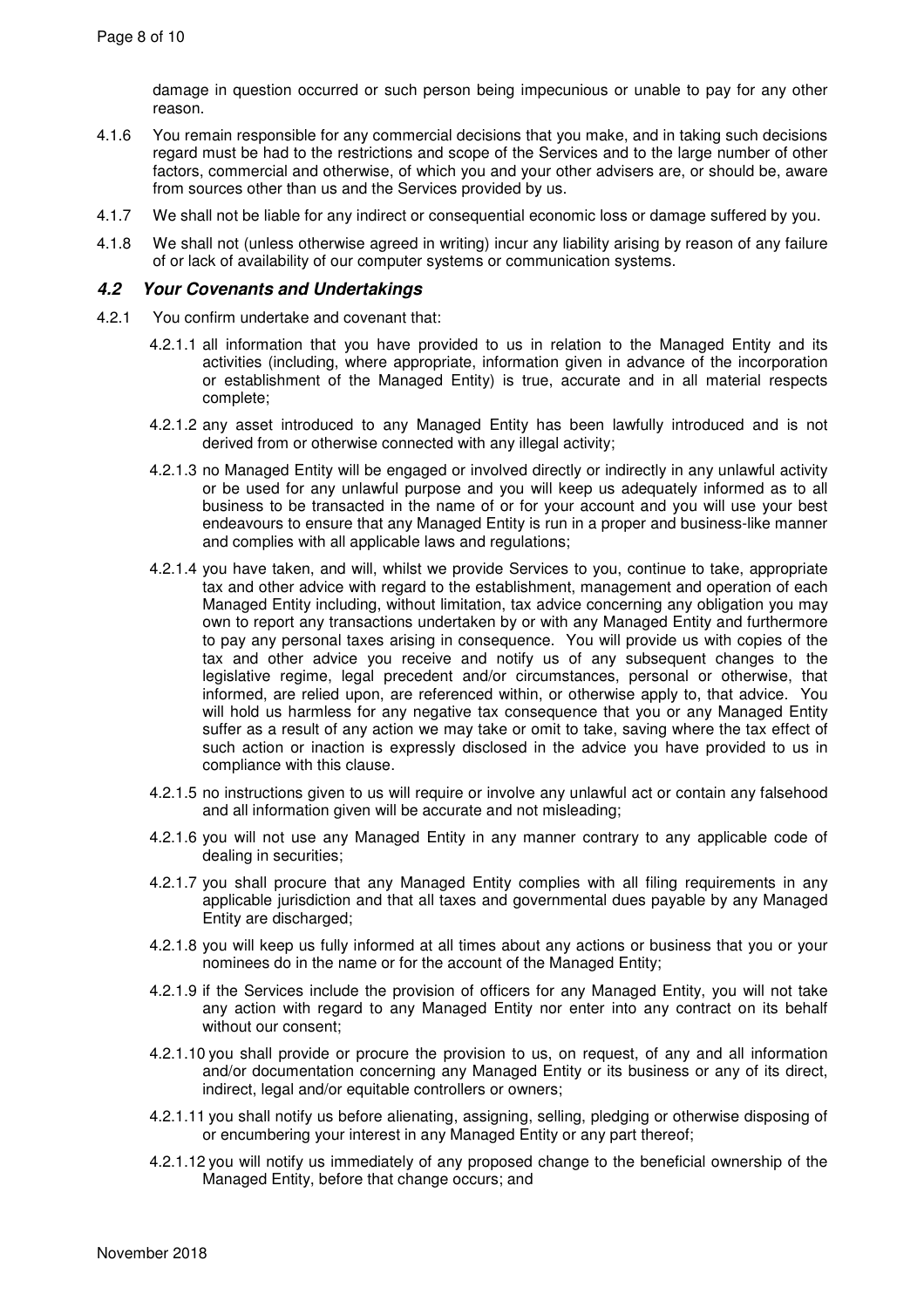damage in question occurred or such person being impecunious or unable to pay for any other reason.

4.1.6 You remain responsible for any commercial decisions that you make, and in taking such decisions regard must be had to the restrictions and scope of the Services and to the large number of other factors, commercial and otherwise, of which you and your other advisers are, or should be, aware from sources other than us and the Services provided by us.

4.1.7 We shall not be liable for any indirect or consequential economic loss or damage suffered by you.

4.1.8 We shall not (unless otherwise agreed in writing) incur any liability arising by reason of any failure of or lack of availability of our computer systems or communication systems.

### *4.2 Your Covenants and Undertakings*

4.2.1 You confirm undertake and covenant that:

4.2.1.1 all information that you have provided to us in relation to the Managed Entity and its activities (including, where appropriate, information given in advance of the incorporation or establishment of the Managed Entity) is true, accurate and in all material respects complete;

4.2.1.2 any asset introduced to any Managed Entity has been lawfully introduced and is not derived from or otherwise connected with any illegal activity;

4.2.1.3 no Managed Entity will be engaged or involved directly or indirectly in any unlawful activity or be used for any unlawful purpose and you will keep us adequately informed as to all business to be transacted in the name of or for your account and you will use your best endeavours to ensure that any Managed Entity is run in a proper and business-like manner and complies with all applicable laws and regulations;

4.2.1.4 you have taken, and will, whilst we provide Services to you, continue to take, appropriate tax and other advice with regard to the establishment, management and operation of each Managed Entity including, without limitation, tax advice concerning any obligation you may own to report any transactions undertaken by or with any Managed Entity and furthermore to pay any personal taxes arising in consequence. You will provide us with copies of the tax and other advice you receive and notify us of any subsequent changes to the legislative regime, legal precedent and/or circumstances, personal or otherwise, that informed, are relied upon, are referenced within, or otherwise apply to, that advice. You will hold us harmless for any negative tax consequence that you or any Managed Entity suffer as a result of any action we may take or omit to take, saving where the tax effect of such action or inaction is expressly disclosed in the advice you have provided to us in compliance with this clause.

4.2.1.5 no instructions given to us will require or involve any unlawful act or contain any falsehood and all information given will be accurate and not misleading;

4.2.1.6 you will not use any Managed Entity in any manner contrary to any applicable code of dealing in securities;

4.2.1.7 you shall procure that any Managed Entity complies with all filing requirements in any applicable jurisdiction and that all taxes and governmental dues payable by any Managed Entity are discharged;

4.2.1.8 you will keep us fully informed at all times about any actions or business that you or your nominees do in the name or for the account of the Managed Entity;

4.2.1.9 if the Services include the provision of officers for any Managed Entity, you will not take any action with regard to any Managed Entity nor enter into any contract on its behalf without our consent;

4.2.1.10 you shall provide or procure the provision to us, on request, of any and all information and/or documentation concerning any Managed Entity or its business or any of its direct, indirect, legal and/or equitable controllers or owners;

4.2.1.11 you shall notify us before alienating, assigning, selling, pledging or otherwise disposing of or encumbering your interest in any Managed Entity or any part thereof;

4.2.1.12 you will notify us immediately of any proposed change to the beneficial ownership of the Managed Entity, before that change occurs; and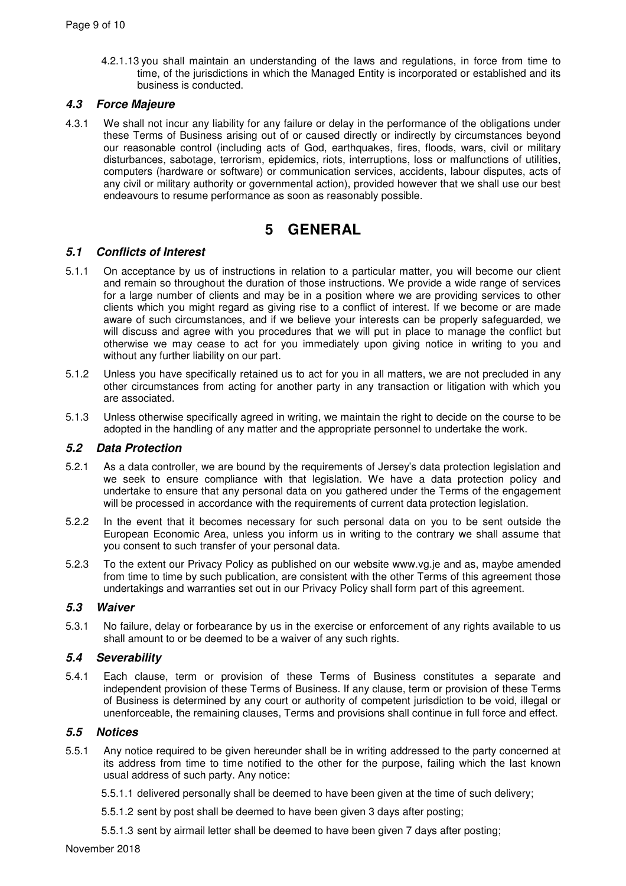4.2.1.13 you shall maintain an understanding of the laws and regulations, in force from time to time, of the jurisdictions in which the Managed Entity is incorporated or established and its business is conducted.

### *4.3 Force Majeure*

4.3.1 We shall not incur any liability for any failure or delay in the performance of the obligations under these Terms of Business arising out of or caused directly or indirectly by circumstances beyond our reasonable control (including acts of God, earthquakes, fires, floods, wars, civil or military disturbances, sabotage, terrorism, epidemics, riots, interruptions, loss or malfunctions of utilities, computers (hardware or software) or communication services, accidents, labour disputes, acts of any civil or military authority or governmental action), provided however that we shall use our best endeavours to resume performance as soon as reasonably possible.

## 5 GENERAL

### *5.1 Conflicts of Interest*

5.1.1 On acceptance by us of instructions in relation to a particular matter, you will become our client and remain so throughout the duration of those instructions. We provide a wide range of services for a large number of clients and may be in a position where we are providing services to other clients which you might regard as giving rise to a conflict of interest. If we become or are made aware of such circumstances, and if we believe your interests can be properly safeguarded, we will discuss and agree with you procedures that we will put in place to manage the conflict but otherwise we may cease to act for you immediately upon giving notice in writing to you and without any further liability on our part.

5.1.2 Unless you have specifically retained us to act for you in all matters, we are not precluded in any other circumstances from acting for another party in any transaction or litigation with which you are associated.

5.1.3 Unless otherwise specifically agreed in writing, we maintain the right to decide on the course to be adopted in the handling of any matter and the appropriate personnel to undertake the work.

### *5.2 Data Protection*

5.2.1 As a data controller, we are bound by the requirements of Jersey's data protection legislation and we seek to ensure compliance with that legislation. We have a data protection policy and undertake to ensure that any personal data on you gathered under the Terms of the engagement will be processed in accordance with the requirements of current data protection legislation.

5.2.2 In the event that it becomes necessary for such personal data on you to be sent outside the European Economic Area, unless you inform us in writing to the contrary we shall assume that you consent to such transfer of your personal data.

5.2.3 To the extent our Privacy Policy as published on our website www.vg.je and as, maybe amended from time to time by such publication, are consistent with the other Terms of this agreement those undertakings and warranties set out in our Privacy Policy shall form part of this agreement.

### *5.3 Waiver*

5.3.1 No failure, delay or forbearance by us in the exercise or enforcement of any rights available to us shall amount to or be deemed to be a waiver of any such rights.

### *5.4 Severability*

5.4.1 Each clause, term or provision of these Terms of Business constitutes a separate and independent provision of these Terms of Business. If any clause, term or provision of these Terms of Business is determined by any court or authority of competent jurisdiction to be void, illegal or unenforceable, the remaining clauses, Terms and provisions shall continue in full force and effect.

### *5.5 Notices*

5.5.1 Any notice required to be given hereunder shall be in writing addressed to the party concerned at its address from time to time notified to the other for the purpose, failing which the last known usual address of such party. Any notice:

5.5.1.1 delivered personally shall be deemed to have been given at the time of such delivery;

5.5.1.2 sent by post shall be deemed to have been given 3 days after posting;

5.5.1.3 sent by airmail letter shall be deemed to have been given 7 days after posting;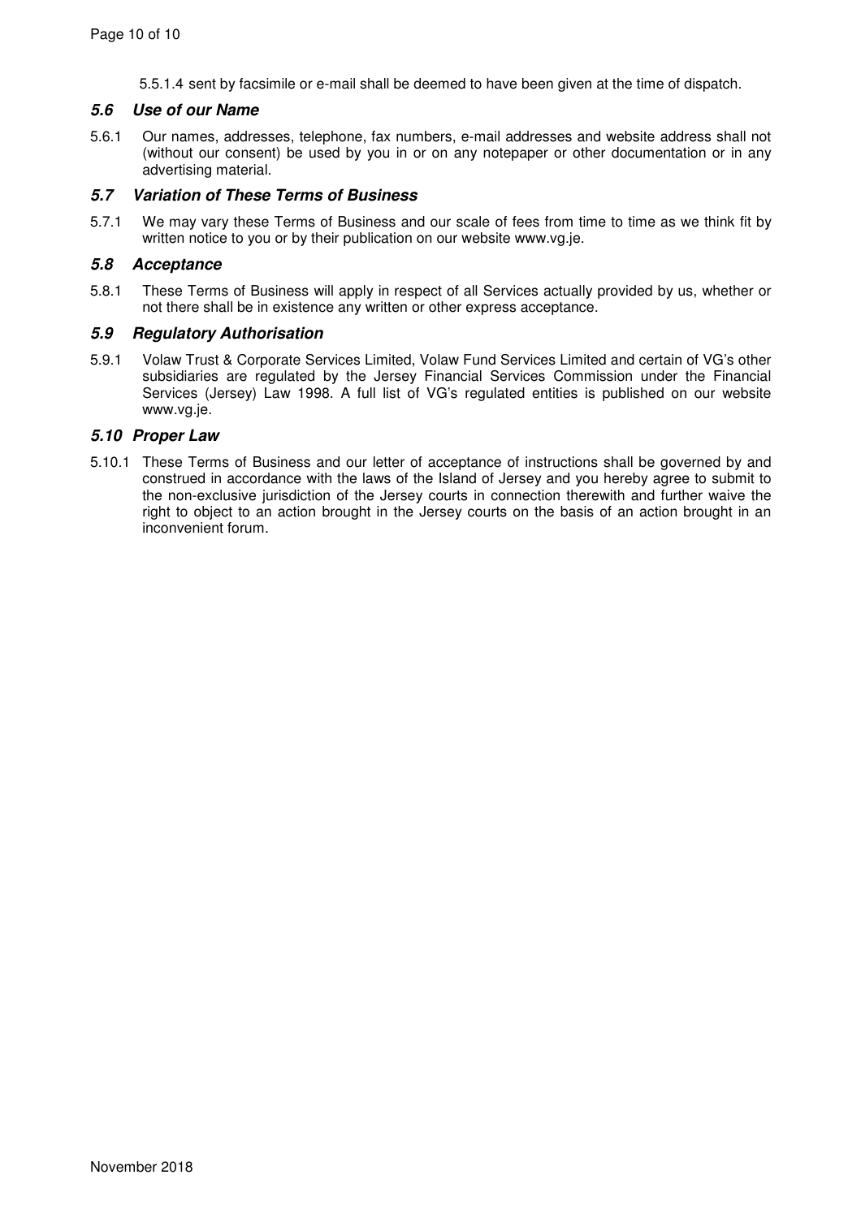5.5.1.4 sent by facsimile or e-mail shall be deemed to have been given at the time of dispatch.

### *5.6 Use of our Name*

5.6.1 Our names, addresses, telephone, fax numbers, e-mail addresses and website address shall not (without our consent) be used by you in or on any notepaper or other documentation or in any advertising material.

### *5.7 Variation of These Terms of Business*

5.7.1 We may vary these Terms of Business and our scale of fees from time to time as we think fit by written notice to you or by their publication on our website www.vg.je.

### *5.8 Acceptance*

5.8.1 These Terms of Business will apply in respect of all Services actually provided by us, whether or not there shall be in existence any written or other express acceptance.

### *5.9 Regulatory Authorisation*

5.9.1 Volaw Trust & Corporate Services Limited, Volaw Fund Services Limited and certain of VG's other subsidiaries are regulated by the Jersey Financial Services Commission under the Financial Services (Jersey) Law 1998. A full list of VG's regulated entities is published on our website www.vg.je.

### *5.10 Proper Law*

5.10.1 These Terms of Business and our letter of acceptance of instructions shall be governed by and construed in accordance with the laws of the Island of Jersey and you hereby agree to submit to the non-exclusive jurisdiction of the Jersey courts in connection therewith and further waive the right to object to an action brought in the Jersey courts on the basis of an action brought in an inconvenient forum.

November 2018